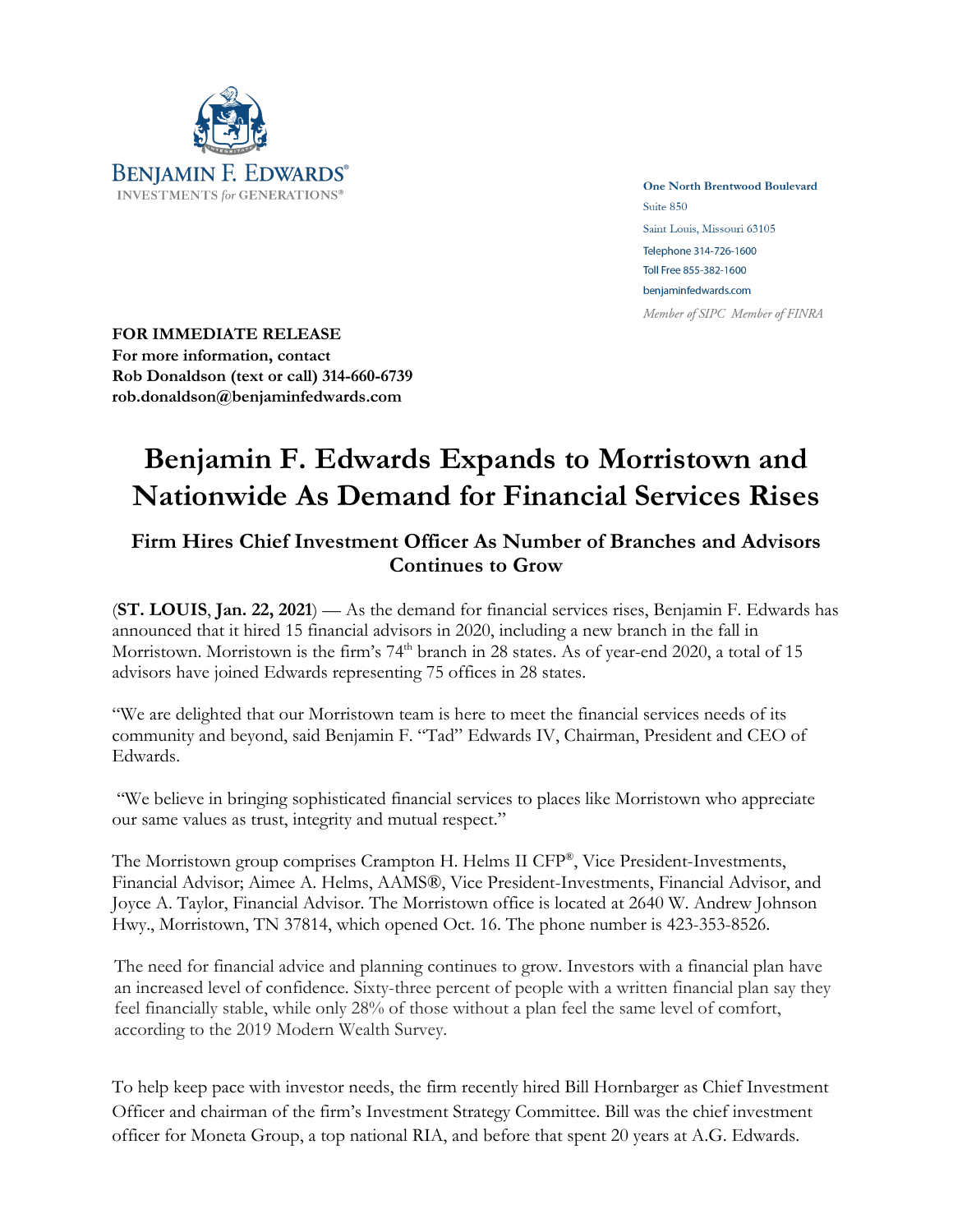**BENJAMIN F. EDWARDS®**
INVESTMENTS *for* GENERATIONS®

**One North Brentwood Boulevard**
Suite 850
Saint Louis, Missouri 63105
Telephone 314-726-1600
Toll Free 855-382-1600
benjaminfedwards.com
*Member of SIPC Member of FINRA*

**FOR IMMEDIATE RELEASE**
**For more information, contact**
**Rob Donaldson (text or call) 314-660-6739**
**rob.donaldson@benjaminfedwards.com**

# Benjamin F. Edwards Expands to Morristown and Nationwide As Demand for Financial Services Rises

## Firm Hires Chief Investment Officer As Number of Branches and Advisors Continues to Grow

(**ST. LOUIS**, **Jan. 22, 2021**) — As the demand for financial services rises, Benjamin F. Edwards has announced that it hired 15 financial advisors in 2020, including a new branch in the fall in Morristown. Morristown is the firm's 74th branch in 28 states. As of year-end 2020, a total of 15 advisors have joined Edwards representing 75 offices in 28 states.

"We are delighted that our Morristown team is here to meet the financial services needs of its community and beyond, said Benjamin F. "Tad" Edwards IV, Chairman, President and CEO of Edwards.

"We believe in bringing sophisticated financial services to places like Morristown who appreciate our same values as trust, integrity and mutual respect."

The Morristown group comprises Crampton H. Helms II CFP®, Vice President-Investments, Financial Advisor; Aimee A. Helms, AAMS®, Vice President-Investments, Financial Advisor, and Joyce A. Taylor, Financial Advisor. The Morristown office is located at 2640 W. Andrew Johnson Hwy., Morristown, TN 37814, which opened Oct. 16. The phone number is 423-353-8526.

The need for financial advice and planning continues to grow. Investors with a financial plan have an increased level of confidence. Sixty-three percent of people with a written financial plan say they feel financially stable, while only 28% of those without a plan feel the same level of comfort, according to the 2019 Modern Wealth Survey.

To help keep pace with investor needs, the firm recently hired Bill Hornbarger as Chief Investment Officer and chairman of the firm's Investment Strategy Committee. Bill was the chief investment officer for Moneta Group, a top national RIA, and before that spent 20 years at A.G. Edwards.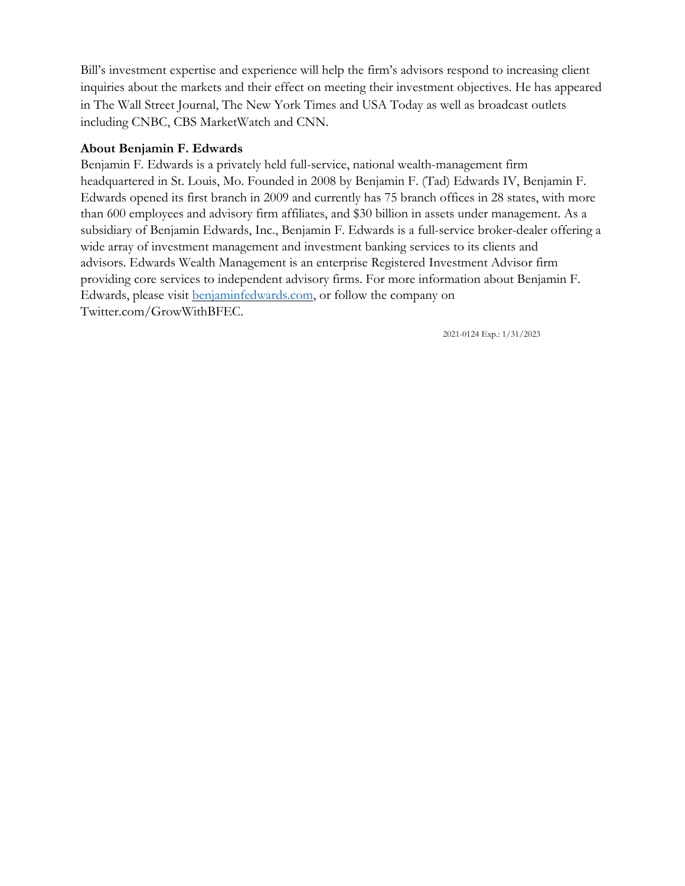Bill's investment expertise and experience will help the firm's advisors respond to increasing client inquiries about the markets and their effect on meeting their investment objectives. He has appeared in The Wall Street Journal, The New York Times and USA Today as well as broadcast outlets including CNBC, CBS MarketWatch and CNN.

**About Benjamin F. Edwards**

Benjamin F. Edwards is a privately held full-service, national wealth-management firm headquartered in St. Louis, Mo. Founded in 2008 by Benjamin F. (Tad) Edwards IV, Benjamin F. Edwards opened its first branch in 2009 and currently has 75 branch offices in 28 states, with more than 600 employees and advisory firm affiliates, and $30 billion in assets under management. As a subsidiary of Benjamin Edwards, Inc., Benjamin F. Edwards is a full-service broker-dealer offering a wide array of investment management and investment banking services to its clients and advisors. Edwards Wealth Management is an enterprise Registered Investment Advisor firm providing core services to independent advisory firms. For more information about Benjamin F. Edwards, please visit [benjaminfedwards.com](benjaminfedwards.com), or follow the company on Twitter.com/GrowWithBFEC.

2021-0124 Exp.: 1/31/2023